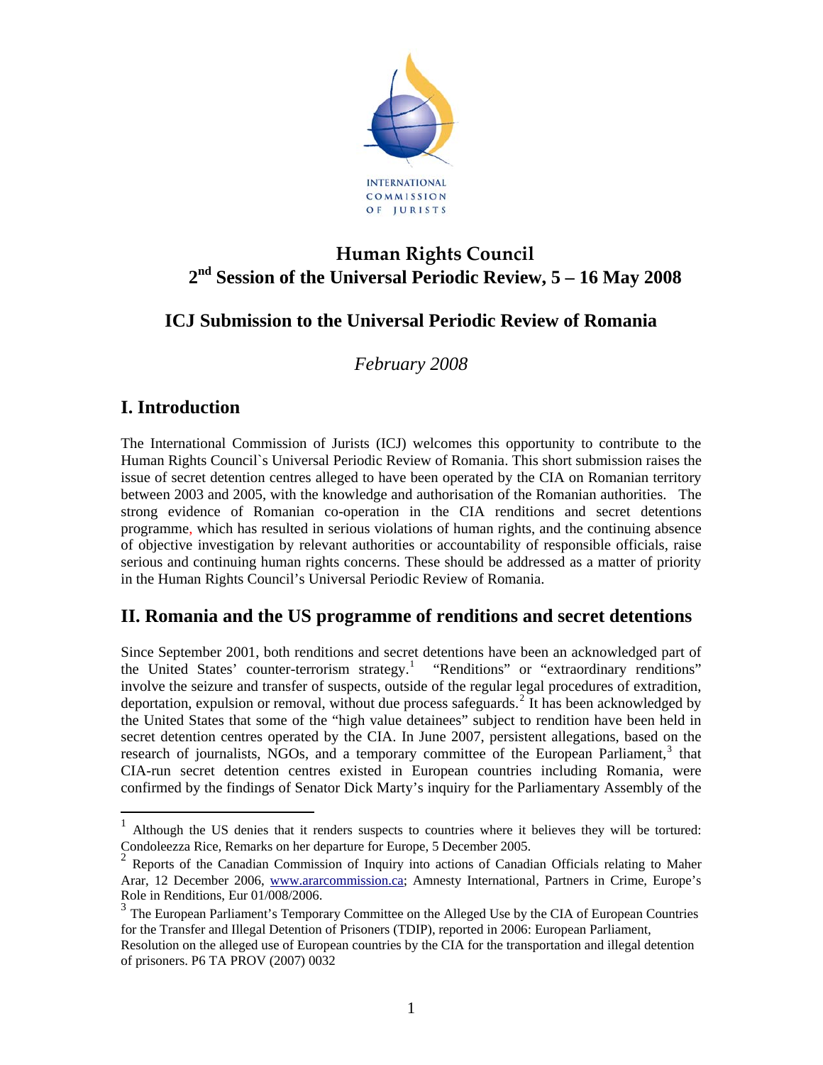INTERNATIONAL COMMISSION OF JURISTS

# Human Rights Council
# 2nd Session of the Universal Periodic Review, 5 – 16 May 2008

## ICJ Submission to the Universal Periodic Review of Romania

*February 2008*

## I. Introduction

The International Commission of Jurists (ICJ) welcomes this opportunity to contribute to the Human Rights Council`s Universal Periodic Review of Romania. This short submission raises the issue of secret detention centres alleged to have been operated by the CIA on Romanian territory between 2003 and 2005, with the knowledge and authorisation of the Romanian authorities. The strong evidence of Romanian co-operation in the CIA renditions and secret detentions programme, which has resulted in serious violations of human rights, and the continuing absence of objective investigation by relevant authorities or accountability of responsible officials, raise serious and continuing human rights concerns. These should be addressed as a matter of priority in the Human Rights Council's Universal Periodic Review of Romania.

## II. Romania and the US programme of renditions and secret detentions

Since September 2001, both renditions and secret detentions have been an acknowledged part of the United States' counter-terrorism strategy.[1] "Renditions" or "extraordinary renditions" involve the seizure and transfer of suspects, outside of the regular legal procedures of extradition, deportation, expulsion or removal, without due process safeguards.[2] It has been acknowledged by the United States that some of the "high value detainees" subject to rendition have been held in secret detention centres operated by the CIA. In June 2007, persistent allegations, based on the research of journalists, NGOs, and a temporary committee of the European Parliament,[3] that CIA-run secret detention centres existed in European countries including Romania, were confirmed by the findings of Senator Dick Marty's inquiry for the Parliamentary Assembly of the

---

[1] Although the US denies that it renders suspects to countries where it believes they will be tortured: Condoleezza Rice, Remarks on her departure for Europe, 5 December 2005.

[2] Reports of the Canadian Commission of Inquiry into actions of Canadian Officials relating to Maher Arar, 12 December 2006, www.ararcommission.ca; Amnesty International, Partners in Crime, Europe's Role in Renditions, Eur 01/008/2006.

[3] The European Parliament's Temporary Committee on the Alleged Use by the CIA of European Countries for the Transfer and Illegal Detention of Prisoners (TDIP), reported in 2006: European Parliament, Resolution on the alleged use of European countries by the CIA for the transportation and illegal detention of prisoners. P6 TA PROV (2007) 0032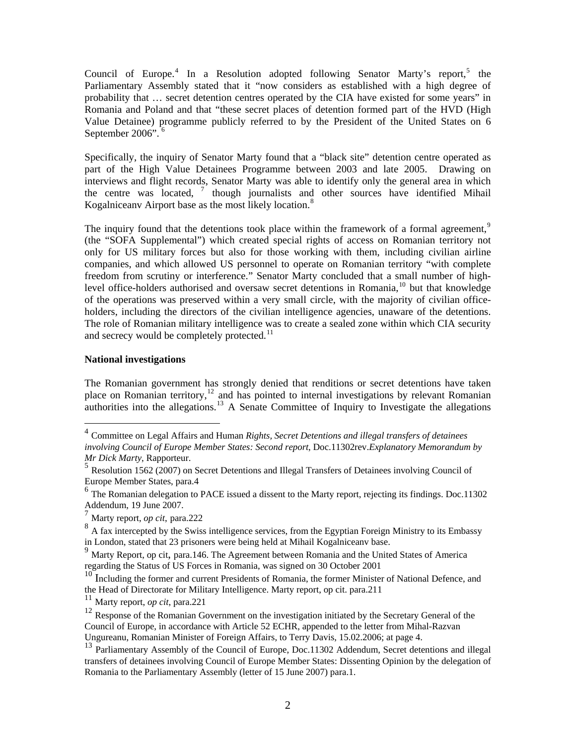Council of Europe.[4] In a Resolution adopted following Senator Marty's report,[5] the Parliamentary Assembly stated that it "now considers as established with a high degree of probability that … secret detention centres operated by the CIA have existed for some years" in Romania and Poland and that "these secret places of detention formed part of the HVD (High Value Detainee) programme publicly referred to by the President of the United States on 6 September 2006".[6]

Specifically, the inquiry of Senator Marty found that a "black site" detention centre operated as part of the High Value Detainees Programme between 2003 and late 2005. Drawing on interviews and flight records, Senator Marty was able to identify only the general area in which the centre was located,[7] though journalists and other sources have identified Mihail Kogalniceanv Airport base as the most likely location.[8]

The inquiry found that the detentions took place within the framework of a formal agreement,[9] (the "SOFA Supplemental") which created special rights of access on Romanian territory not only for US military forces but also for those working with them, including civilian airline companies, and which allowed US personnel to operate on Romanian territory "with complete freedom from scrutiny or interference." Senator Marty concluded that a small number of high-level office-holders authorised and oversaw secret detentions in Romania,[10] but that knowledge of the operations was preserved within a very small circle, with the majority of civilian office-holders, including the directors of the civilian intelligence agencies, unaware of the detentions. The role of Romanian military intelligence was to create a sealed zone within which CIA security and secrecy would be completely protected.[11]

**National investigations**

The Romanian government has strongly denied that renditions or secret detentions have taken place on Romanian territory,[12] and has pointed to internal investigations by relevant Romanian authorities into the allegations.[13] A Senate Committee of Inquiry to Investigate the allegations

---

[4] Committee on Legal Affairs and Human *Rights, Secret Detentions and illegal transfers of detainees involving Council of Europe Member States: Second report*, Doc.11302rev.*Explanatory Memorandum by Mr Dick Marty*, Rapporteur.

[5] Resolution 1562 (2007) on Secret Detentions and Illegal Transfers of Detainees involving Council of Europe Member States, para.4

[6] The Romanian delegation to PACE issued a dissent to the Marty report, rejecting its findings. Doc.11302 Addendum, 19 June 2007.

[7] Marty report, *op cit*, para.222

[8] A fax intercepted by the Swiss intelligence services, from the Egyptian Foreign Ministry to its Embassy in London, stated that 23 prisoners were being held at Mihail Kogalniceanv base.

[9] Marty Report, op cit, para.146. The Agreement between Romania and the United States of America regarding the Status of US Forces in Romania, was signed on 30 October 2001

[10] Including the former and current Presidents of Romania, the former Minister of National Defence, and the Head of Directorate for Military Intelligence. Marty report, op cit. para.211

[11] Marty report, *op cit*, para.221

[12] Response of the Romanian Government on the investigation initiated by the Secretary General of the Council of Europe, in accordance with Article 52 ECHR, appended to the letter from Mihal-Razvan Ungureanu, Romanian Minister of Foreign Affairs, to Terry Davis, 15.02.2006; at page 4.

[13] Parliamentary Assembly of the Council of Europe, Doc.11302 Addendum, Secret detentions and illegal transfers of detainees involving Council of Europe Member States: Dissenting Opinion by the delegation of Romania to the Parliamentary Assembly (letter of 15 June 2007) para.1.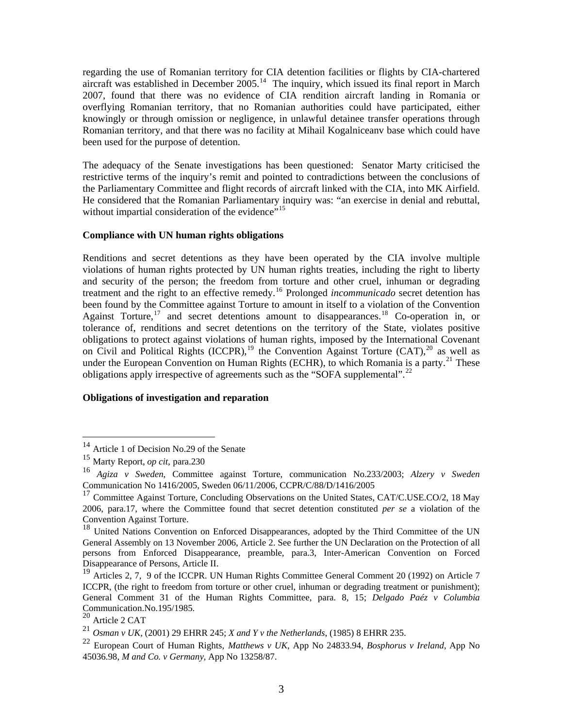regarding the use of Romanian territory for CIA detention facilities or flights by CIA-chartered aircraft was established in December 2005.[14] The inquiry, which issued its final report in March 2007, found that there was no evidence of CIA rendition aircraft landing in Romania or overflying Romanian territory, that no Romanian authorities could have participated, either knowingly or through omission or negligence, in unlawful detainee transfer operations through Romanian territory, and that there was no facility at Mihail Kogalniceanv base which could have been used for the purpose of detention.

The adequacy of the Senate investigations has been questioned: Senator Marty criticised the restrictive terms of the inquiry's remit and pointed to contradictions between the conclusions of the Parliamentary Committee and flight records of aircraft linked with the CIA, into MK Airfield. He considered that the Romanian Parliamentary inquiry was: "an exercise in denial and rebuttal, without impartial consideration of the evidence"[15]

**Compliance with UN human rights obligations**

Renditions and secret detentions as they have been operated by the CIA involve multiple violations of human rights protected by UN human rights treaties, including the right to liberty and security of the person; the freedom from torture and other cruel, inhuman or degrading treatment and the right to an effective remedy.[16] Prolonged *incommunicado* secret detention has been found by the Committee against Torture to amount in itself to a violation of the Convention Against Torture,[17] and secret detentions amount to disappearances.[18] Co-operation in, or tolerance of, renditions and secret detentions on the territory of the State, violates positive obligations to protect against violations of human rights, imposed by the International Covenant on Civil and Political Rights (ICCPR),[19] the Convention Against Torture (CAT),[20] as well as under the European Convention on Human Rights (ECHR), to which Romania is a party.[21] These obligations apply irrespective of agreements such as the "SOFA supplemental".[22]

**Obligations of investigation and reparation**

---

[14] Article 1 of Decision No.29 of the Senate

[15] Marty Report, *op cit,* para.230

[16] *Agiza v Sweden*, Committee against Torture, communication No.233/2003; *Alzery v Sweden* Communication No 1416/2005, Sweden 06/11/2006, CCPR/C/88/D/1416/2005

[17] Committee Against Torture, Concluding Observations on the United States, CAT/C.USE.CO/2, 18 May 2006, para.17, where the Committee found that secret detention constituted *per se* a violation of the Convention Against Torture.

[18] United Nations Convention on Enforced Disappearances, adopted by the Third Committee of the UN General Assembly on 13 November 2006, Article 2. See further the UN Declaration on the Protection of all persons from Enforced Disappearance, preamble, para.3, Inter-American Convention on Forced Disappearance of Persons, Article II.

[19] Articles 2, 7, 9 of the ICCPR. UN Human Rights Committee General Comment 20 (1992) on Article 7 ICCPR, (the right to freedom from torture or other cruel, inhuman or degrading treatment or punishment); General Comment 31 of the Human Rights Committee, para. 8, 15; *Delgado Paéz v Columbia* Communication.No.195/1985.

[20] Article 2 CAT

[21] *Osman v UK,* (2001) 29 EHRR 245; *X and Y v the Netherlands,* (1985) 8 EHRR 235.

[22] European Court of Human Rights, *Matthews v UK*, App No 24833.94, *Bosphorus v Ireland*, App No 45036.98, *M and Co. v Germany*, App No 13258/87.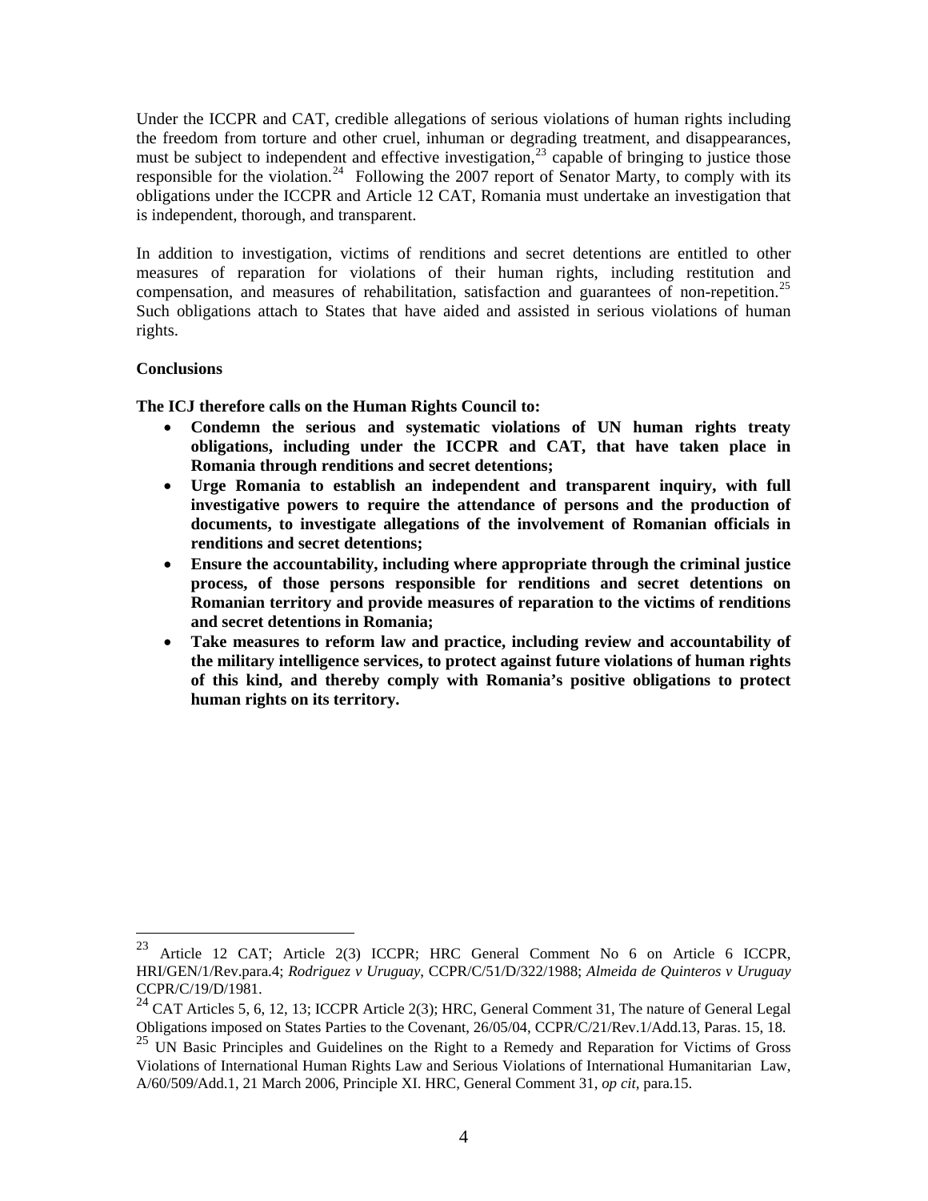Under the ICCPR and CAT, credible allegations of serious violations of human rights including the freedom from torture and other cruel, inhuman or degrading treatment, and disappearances, must be subject to independent and effective investigation,[23] capable of bringing to justice those responsible for the violation.[24] Following the 2007 report of Senator Marty, to comply with its obligations under the ICCPR and Article 12 CAT, Romania must undertake an investigation that is independent, thorough, and transparent.

In addition to investigation, victims of renditions and secret detentions are entitled to other measures of reparation for violations of their human rights, including restitution and compensation, and measures of rehabilitation, satisfaction and guarantees of non-repetition.[25] Such obligations attach to States that have aided and assisted in serious violations of human rights.

**Conclusions**

**The ICJ therefore calls on the Human Rights Council to:**

- **Condemn the serious and systematic violations of UN human rights treaty obligations, including under the ICCPR and CAT, that have taken place in Romania through renditions and secret detentions;**
- **Urge Romania to establish an independent and transparent inquiry, with full investigative powers to require the attendance of persons and the production of documents, to investigate allegations of the involvement of Romanian officials in renditions and secret detentions;**
- **Ensure the accountability, including where appropriate through the criminal justice process, of those persons responsible for renditions and secret detentions on Romanian territory and provide measures of reparation to the victims of renditions and secret detentions in Romania;**
- **Take measures to reform law and practice, including review and accountability of the military intelligence services, to protect against future violations of human rights of this kind, and thereby comply with Romania's positive obligations to protect human rights on its territory.**

---

[23] Article 12 CAT; Article 2(3) ICCPR; HRC General Comment No 6 on Article 6 ICCPR, HRI/GEN/1/Rev.para.4; *Rodriguez v Uruguay*, CCPR/C/51/D/322/1988; *Almeida de Quinteros v Uruguay* CCPR/C/19/D/1981.

[24] CAT Articles 5, 6, 12, 13; ICCPR Article 2(3); HRC, General Comment 31, The nature of General Legal Obligations imposed on States Parties to the Covenant, 26/05/04, CCPR/C/21/Rev.1/Add.13, Paras. 15, 18.

[25] UN Basic Principles and Guidelines on the Right to a Remedy and Reparation for Victims of Gross Violations of International Human Rights Law and Serious Violations of International Humanitarian Law, A/60/509/Add.1, 21 March 2006, Principle XI. HRC, General Comment 31, *op cit*, para.15.